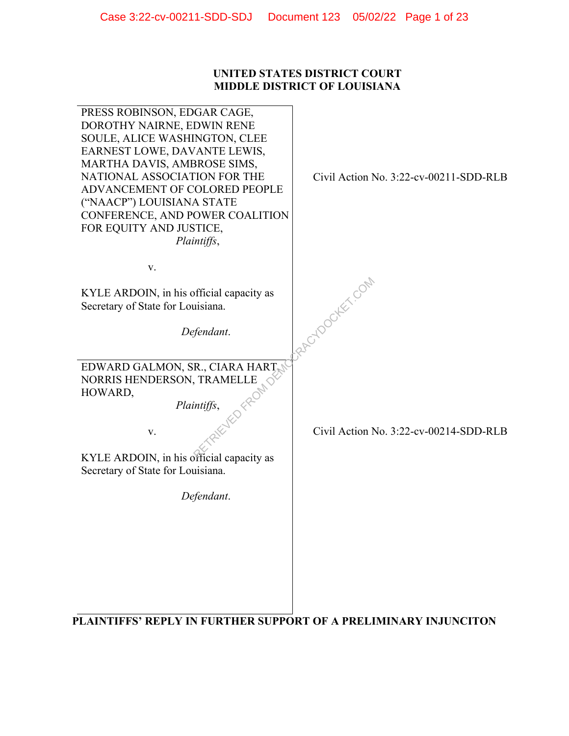**UNITED STATES DISTRICT COURT**
**MIDDLE DISTRICT OF LOUISIANA**

| | |
|---|---|
| PRESS ROBINSON, EDGAR CAGE, DOROTHY NAIRNE, EDWIN RENE SOULE, ALICE WASHINGTON, CLEE EARNEST LOWE, DAVANTE LEWIS, MARTHA DAVIS, AMBROSE SIMS, NATIONAL ASSOCIATION FOR THE ADVANCEMENT OF COLORED PEOPLE ("NAACP") LOUISIANA STATE CONFERENCE, AND POWER COALITION FOR EQUITY AND JUSTICE, *Plaintiffs*, v. KYLE ARDOIN, in his official capacity as Secretary of State for Louisiana. *Defendant*. | Civil Action No. 3:22-cv-00211-SDD-RLB |
| EDWARD GALMON, SR., CIARA HART, NORRIS HENDERSON, TRAMELLE HOWARD, *Plaintiffs*, v. KYLE ARDOIN, in his official capacity as Secretary of State for Louisiana. *Defendant*. | Civil Action No. 3:22-cv-00214-SDD-RLB |

**PLAINTIFFS' REPLY IN FURTHER SUPPORT OF A PRELIMINARY INJUNCITON**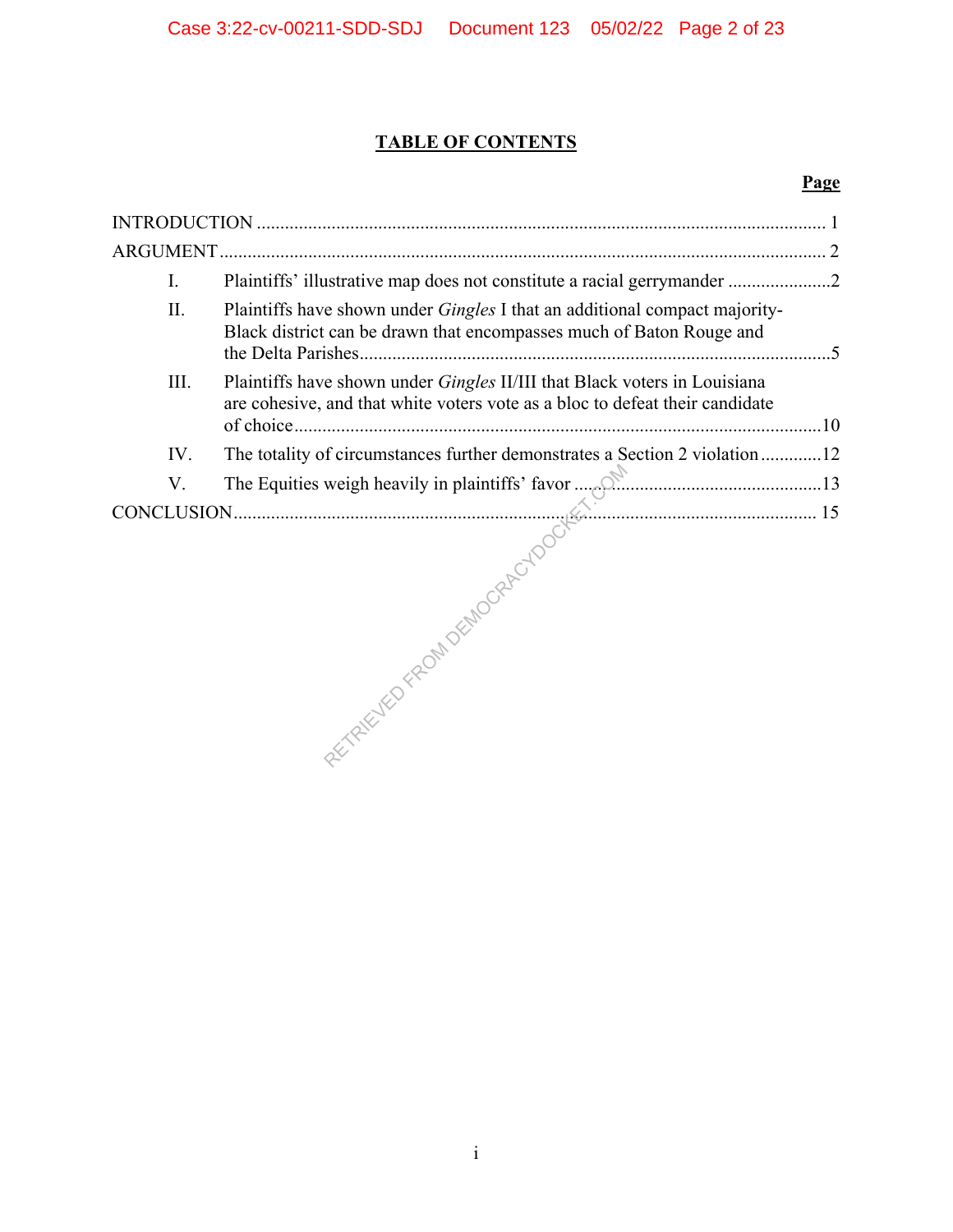# TABLE OF CONTENTS

| | Page |
|---|---|
| INTRODUCTION | 1 |
| ARGUMENT | 2 |
| I. Plaintiffs' illustrative map does not constitute a racial gerrymander | 2 |
| II. Plaintiffs have shown under *Gingles* I that an additional compact majority-Black district can be drawn that encompasses much of Baton Rouge and the Delta Parishes | 5 |
| III. Plaintiffs have shown under *Gingles* II/III that Black voters in Louisiana are cohesive, and that white voters vote as a bloc to defeat their candidate of choice | 10 |
| IV. The totality of circumstances further demonstrates a Section 2 violation | 12 |
| V. The Equities weigh heavily in plaintiffs' favor | 13 |
| CONCLUSION | 15 |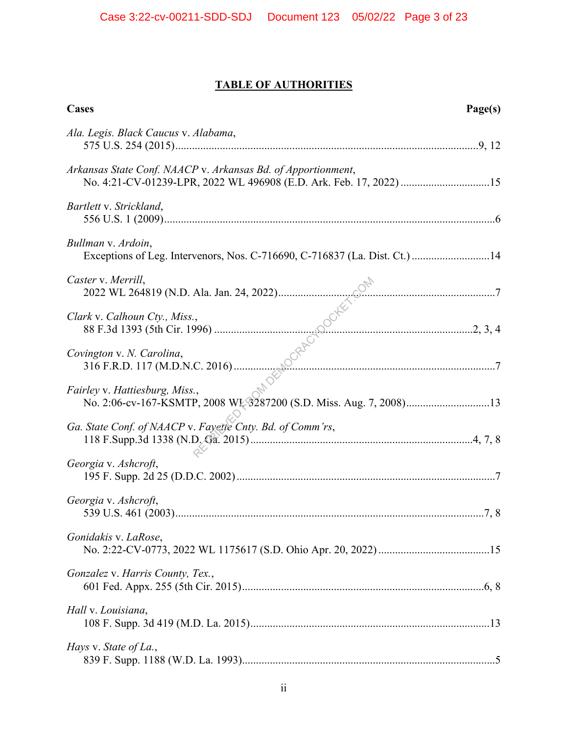## TABLE OF AUTHORITIES

| Cases | Page(s) |
|---|---|
| *Ala. Legis. Black Caucus* v. *Alabama*, 575 U.S. 254 (2015) | 9, 12 |
| *Arkansas State Conf. NAACP* v. *Arkansas Bd. of Apportionment*, No. 4:21-CV-01239-LPR, 2022 WL 496908 (E.D. Ark. Feb. 17, 2022) | 15 |
| *Bartlett* v. *Strickland*, 556 U.S. 1 (2009) | 6 |
| *Bullman* v. *Ardoin*, Exceptions of Leg. Intervenors, Nos. C-716690, C-716837 (La. Dist. Ct.) | 14 |
| *Caster* v. *Merrill*, 2022 WL 264819 (N.D. Ala. Jan. 24, 2022) | 7 |
| *Clark* v. *Calhoun Cty., Miss.*, 88 F.3d 1393 (5th Cir. 1996) | 2, 3, 4 |
| *Covington* v. *N. Carolina*, 316 F.R.D. 117 (M.D.N.C. 2016) | 7 |
| *Fairley* v. *Hattiesburg, Miss.*, No. 2:06-cv-167-KSMTP, 2008 WL 3287200 (S.D. Miss. Aug. 7, 2008) | 13 |
| *Ga. State Conf. of NAACP* v. *Fayette Cnty. Bd. of Comm'rs*, 118 F.Supp.3d 1338 (N.D. Ga. 2015) | 4, 7, 8 |
| *Georgia* v. *Ashcroft*, 195 F. Supp. 2d 25 (D.D.C. 2002) | 7 |
| *Georgia* v. *Ashcroft*, 539 U.S. 461 (2003) | 7, 8 |
| *Gonidakis* v. *LaRose*, No. 2:22-CV-0773, 2022 WL 1175617 (S.D. Ohio Apr. 20, 2022) | 15 |
| *Gonzalez* v. *Harris County, Tex.*, 601 Fed. Appx. 255 (5th Cir. 2015) | 6, 8 |
| *Hall* v. *Louisiana*, 108 F. Supp. 3d 419 (M.D. La. 2015) | 13 |
| *Hays* v. *State of La.*, 839 F. Supp. 1188 (W.D. La. 1993) | 5 |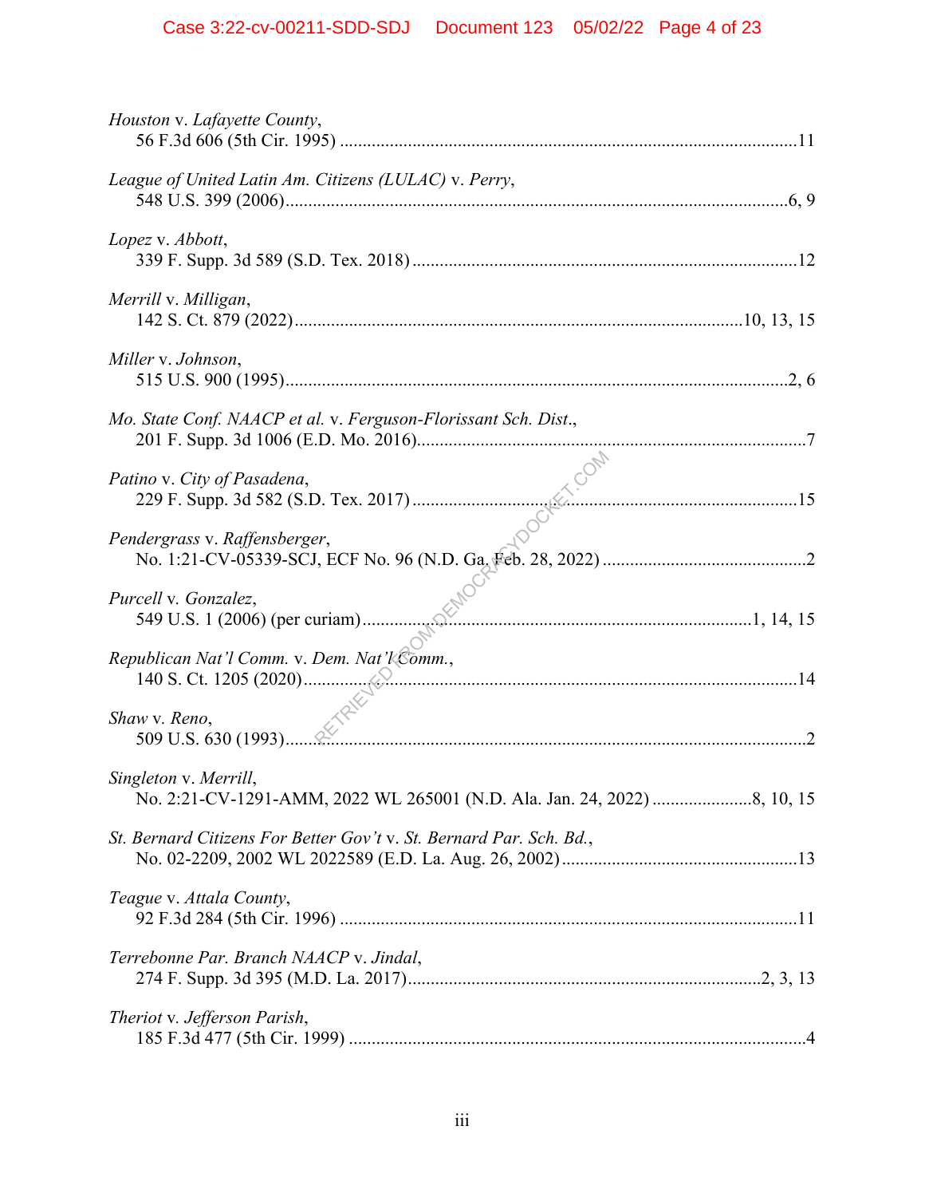*Houston* v. *Lafayette County*,
56 F.3d 606 (5th Cir. 1995) ....................................................................................................11

*League of United Latin Am. Citizens (LULAC)* v. *Perry*,
548 U.S. 399 (2006)..............................................................................................................6, 9

*Lopez* v. *Abbott*,
339 F. Supp. 3d 589 (S.D. Tex. 2018) ....................................................................................12

*Merrill* v. *Milligan*,
142 S. Ct. 879 (2022).................................................................................................10, 13, 15

*Miller* v. *Johnson*,
515 U.S. 900 (1995)..............................................................................................................2, 6

*Mo. State Conf. NAACP et al.* v. *Ferguson-Florissant Sch. Dist.*,
201 F. Supp. 3d 1006 (E.D. Mo. 2016).....................................................................................7

*Patino* v. *City of Pasadena*,
229 F. Supp. 3d 582 (S.D. Tex. 2017) ....................................................................................15

*Pendergrass* v. *Raffensberger*,
No. 1:21-CV-05339-SCJ, ECF No. 96 (N.D. Ga. Feb. 28, 2022) .............................................2

*Purcell* v. *Gonzalez*,
549 U.S. 1 (2006) (per curiam)...................................................................................1, 14, 15

*Republican Nat'l Comm.* v. *Dem. Nat'l Comm.*,
140 S. Ct. 1205 (2020)............................................................................................................14

*Shaw* v. *Reno*,
509 U.S. 630 (1993)..................................................................................................................2

*Singleton* v. *Merrill*,
No. 2:21-CV-1291-AMM, 2022 WL 265001 (N.D. Ala. Jan. 24, 2022) .....................8, 10, 15

*St. Bernard Citizens For Better Gov't* v. *St. Bernard Par. Sch. Bd.*,
No. 02-2209, 2002 WL 2022589 (E.D. La. Aug. 26, 2002)...................................................13

*Teague* v. *Attala County*,
92 F.3d 284 (5th Cir. 1996) ....................................................................................................11

*Terrebonne Par. Branch NAACP* v. *Jindal*,
274 F. Supp. 3d 395 (M.D. La. 2017).............................................................................2, 3, 13

*Theriot* v. *Jefferson Parish*,
185 F.3d 477 (5th Cir. 1999) ....................................................................................................4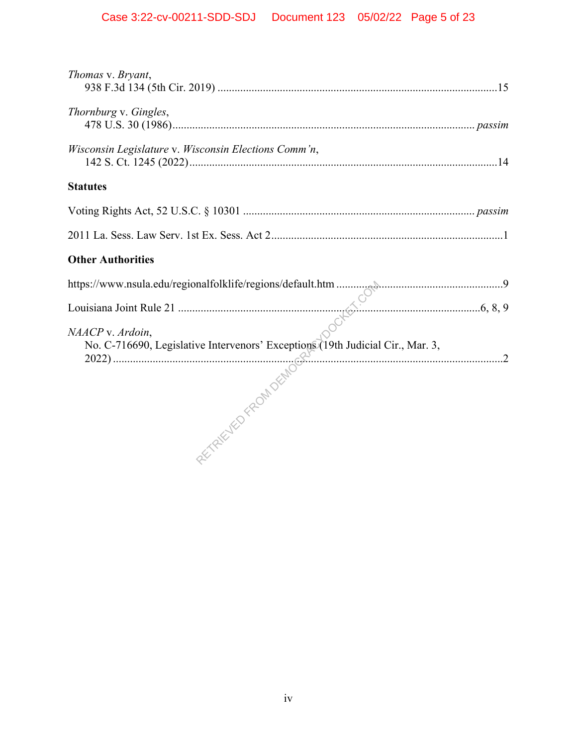*Thomas* v. *Bryant*,
938 F.3d 134 (5th Cir. 2019) ....................................................................................................15

*Thornburg* v. *Gingles*,
478 U.S. 30 (1986)........................................................................................................... *passim*

*Wisconsin Legislature* v. *Wisconsin Elections Comm'n*,
142 S. Ct. 1245 (2022)............................................................................................................14

**Statutes**

Voting Rights Act, 52 U.S.C. § 10301 ................................................................................. *passim*

2011 La. Sess. Law Serv. 1st Ex. Sess. Act 2.................................................................................1

**Other Authorities**

https://www.nsula.edu/regionalfolklife/regions/default.htm ...........................................................9

Louisiana Joint Rule 21 ...........................................................................................................6, 8, 9

*NAACP* v. *Ardoin*,
No. C-716690, Legislative Intervenors' Exceptions (19th Judicial Cir., Mar. 3, 2022) ...............................................................................................................................2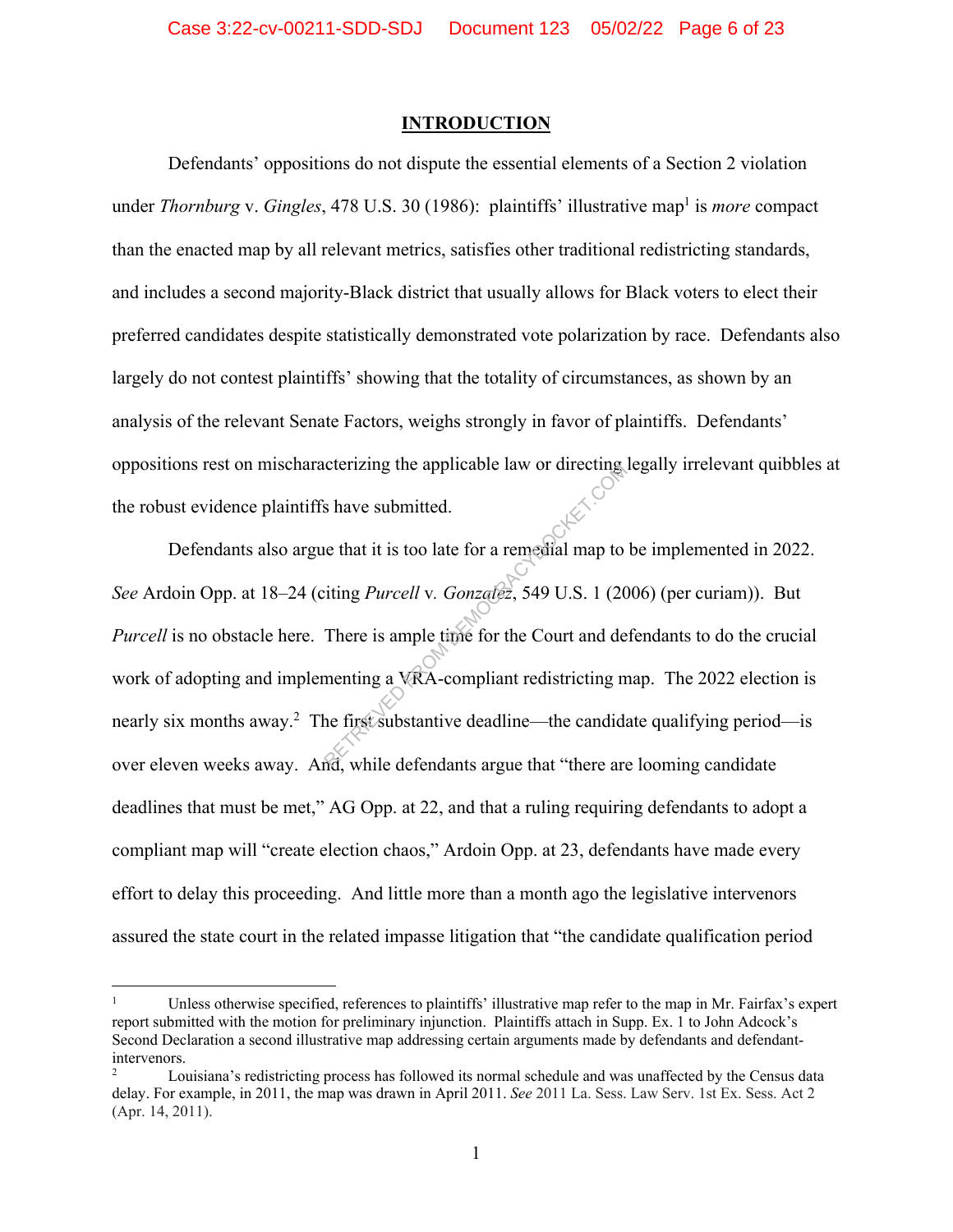## INTRODUCTION

Defendants' oppositions do not dispute the essential elements of a Section 2 violation under *Thornburg* v. *Gingles*, 478 U.S. 30 (1986): plaintiffs' illustrative map[1] is *more* compact than the enacted map by all relevant metrics, satisfies other traditional redistricting standards, and includes a second majority-Black district that usually allows for Black voters to elect their preferred candidates despite statistically demonstrated vote polarization by race. Defendants also largely do not contest plaintiffs' showing that the totality of circumstances, as shown by an analysis of the relevant Senate Factors, weighs strongly in favor of plaintiffs. Defendants' oppositions rest on mischaracterizing the applicable law or directing legally irrelevant quibbles at the robust evidence plaintiffs have submitted.

Defendants also argue that it is too late for a remedial map to be implemented in 2022. *See* Ardoin Opp. at 18–24 (citing *Purcell* v. *Gonzalez*, 549 U.S. 1 (2006) (per curiam)). But *Purcell* is no obstacle here. There is ample time for the Court and defendants to do the crucial work of adopting and implementing a VRA-compliant redistricting map. The 2022 election is nearly six months away.[2] The first substantive deadline—the candidate qualifying period—is over eleven weeks away. And, while defendants argue that "there are looming candidate deadlines that must be met," AG Opp. at 22, and that a ruling requiring defendants to adopt a compliant map will "create election chaos," Ardoin Opp. at 23, defendants have made every effort to delay this proceeding. And little more than a month ago the legislative intervenors assured the state court in the related impasse litigation that "the candidate qualification period

---

[1] Unless otherwise specified, references to plaintiffs' illustrative map refer to the map in Mr. Fairfax's expert report submitted with the motion for preliminary injunction. Plaintiffs attach in Supp. Ex. 1 to John Adcock's Second Declaration a second illustrative map addressing certain arguments made by defendants and defendant-intervenors.

[2] Louisiana's redistricting process has followed its normal schedule and was unaffected by the Census data delay. For example, in 2011, the map was drawn in April 2011. *See* 2011 La. Sess. Law Serv. 1st Ex. Sess. Act 2 (Apr. 14, 2011).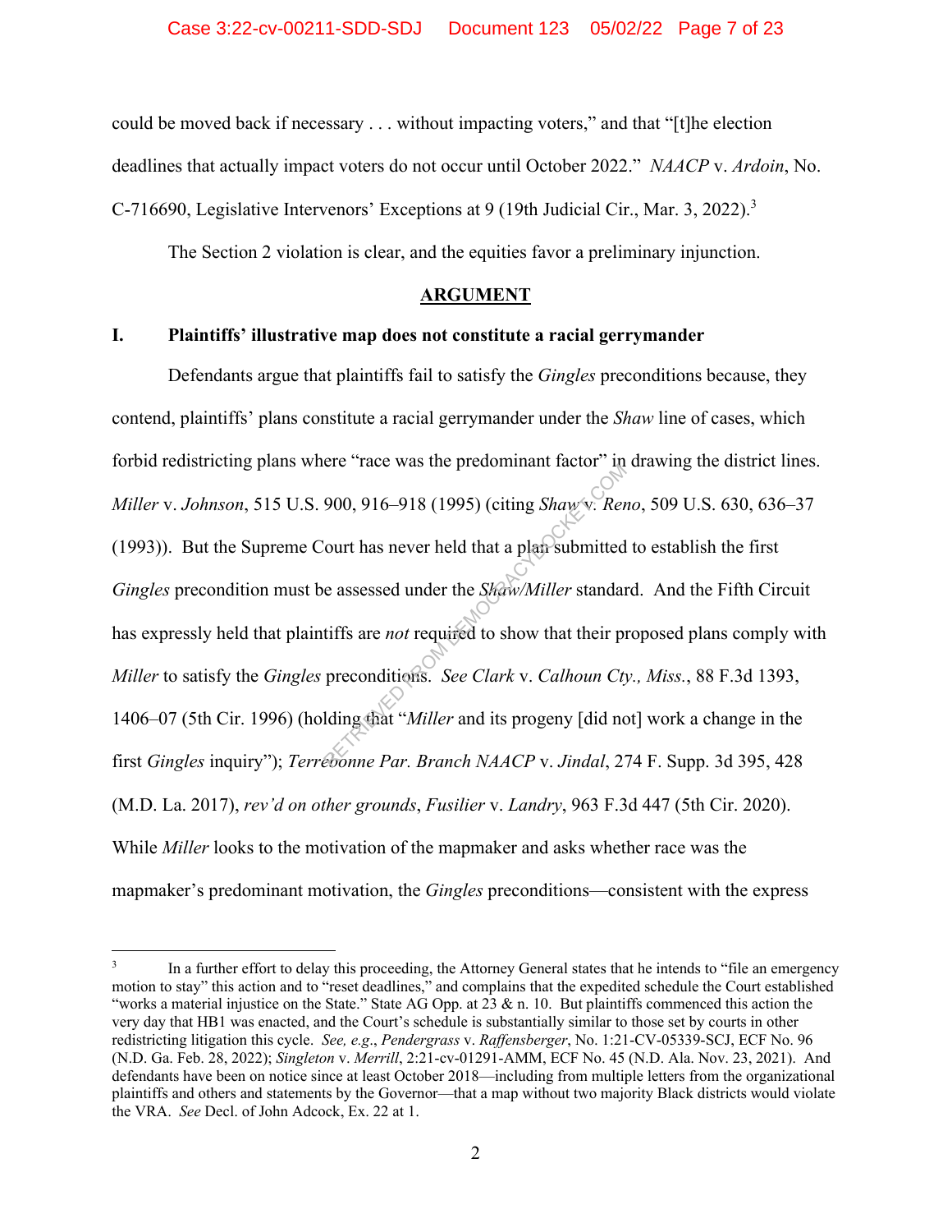could be moved back if necessary . . . without impacting voters," and that "[t]he election deadlines that actually impact voters do not occur until October 2022." *NAACP* v. *Ardoin*, No. C-716690, Legislative Intervenors' Exceptions at 9 (19th Judicial Cir., Mar. 3, 2022).[3]

The Section 2 violation is clear, and the equities favor a preliminary injunction.

## ARGUMENT

### I. Plaintiffs' illustrative map does not constitute a racial gerrymander

Defendants argue that plaintiffs fail to satisfy the *Gingles* preconditions because, they contend, plaintiffs' plans constitute a racial gerrymander under the *Shaw* line of cases, which forbid redistricting plans where "race was the predominant factor" in drawing the district lines. *Miller* v. *Johnson*, 515 U.S. 900, 916–918 (1995) (citing *Shaw* v. *Reno*, 509 U.S. 630, 636–37 (1993)). But the Supreme Court has never held that a plan submitted to establish the first *Gingles* precondition must be assessed under the *Shaw/Miller* standard. And the Fifth Circuit has expressly held that plaintiffs are *not* required to show that their proposed plans comply with *Miller* to satisfy the *Gingles* preconditions. *See Clark* v. *Calhoun Cty., Miss.*, 88 F.3d 1393, 1406–07 (5th Cir. 1996) (holding that "*Miller* and its progeny [did not] work a change in the first *Gingles* inquiry"); *Terrebonne Par. Branch NAACP* v. *Jindal*, 274 F. Supp. 3d 395, 428 (M.D. La. 2017), *rev'd on other grounds*, *Fusilier* v. *Landry*, 963 F.3d 447 (5th Cir. 2020). While *Miller* looks to the motivation of the mapmaker and asks whether race was the mapmaker's predominant motivation, the *Gingles* preconditions—consistent with the express

---

[3] In a further effort to delay this proceeding, the Attorney General states that he intends to "file an emergency motion to stay" this action and to "reset deadlines," and complains that the expedited schedule the Court established "works a material injustice on the State." State AG Opp. at 23 & n. 10. But plaintiffs commenced this action the very day that HB1 was enacted, and the Court's schedule is substantially similar to those set by courts in other redistricting litigation this cycle. *See, e.g.*, *Pendergrass* v. *Raffensberger*, No. 1:21-CV-05339-SCJ, ECF No. 96 (N.D. Ga. Feb. 28, 2022); *Singleton* v. *Merrill*, 2:21-cv-01291-AMM, ECF No. 45 (N.D. Ala. Nov. 23, 2021). And defendants have been on notice since at least October 2018—including from multiple letters from the organizational plaintiffs and others and statements by the Governor—that a map without two majority Black districts would violate the VRA. *See* Decl. of John Adcock, Ex. 22 at 1.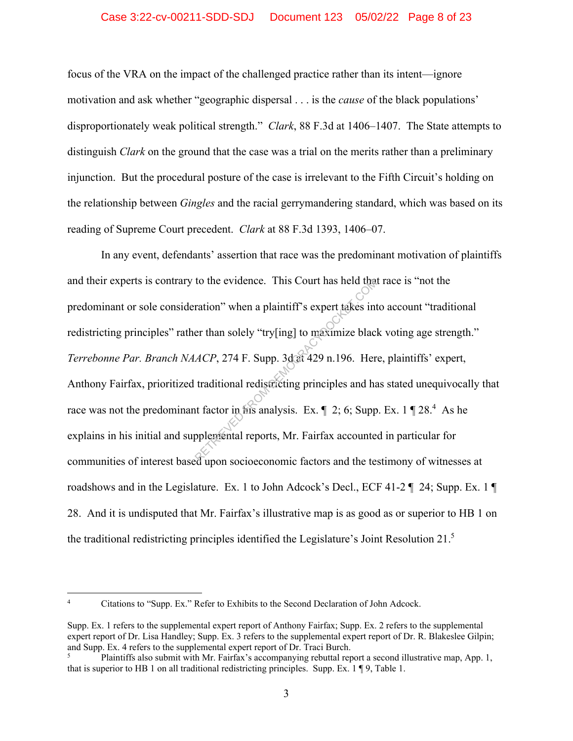focus of the VRA on the impact of the challenged practice rather than its intent—ignore motivation and ask whether "geographic dispersal . . . is the *cause* of the black populations' disproportionately weak political strength." *Clark*, 88 F.3d at 1406–1407. The State attempts to distinguish *Clark* on the ground that the case was a trial on the merits rather than a preliminary injunction. But the procedural posture of the case is irrelevant to the Fifth Circuit's holding on the relationship between *Gingles* and the racial gerrymandering standard, which was based on its reading of Supreme Court precedent. *Clark* at 88 F.3d 1393, 1406–07.

In any event, defendants' assertion that race was the predominant motivation of plaintiffs and their experts is contrary to the evidence. This Court has held that race is "not the predominant or sole consideration" when a plaintiff's expert takes into account "traditional redistricting principles" rather than solely "try[ing] to maximize black voting age strength." *Terrebonne Par. Branch NAACP*, 274 F. Supp. 3d at 429 n.196. Here, plaintiffs' expert, Anthony Fairfax, prioritized traditional redistricting principles and has stated unequivocally that race was not the predominant factor in his analysis. Ex. ¶ 2; 6; Supp. Ex. 1 ¶ 28.[4] As he explains in his initial and supplemental reports, Mr. Fairfax accounted in particular for communities of interest based upon socioeconomic factors and the testimony of witnesses at roadshows and in the Legislature. Ex. 1 to John Adcock's Decl., ECF 41-2 ¶ 24; Supp. Ex. 1 ¶ 28. And it is undisputed that Mr. Fairfax's illustrative map is as good as or superior to HB 1 on the traditional redistricting principles identified the Legislature's Joint Resolution 21.[5]

---

[4] Citations to "Supp. Ex." Refer to Exhibits to the Second Declaration of John Adcock.

Supp. Ex. 1 refers to the supplemental expert report of Anthony Fairfax; Supp. Ex. 2 refers to the supplemental expert report of Dr. Lisa Handley; Supp. Ex. 3 refers to the supplemental expert report of Dr. R. Blakeslee Gilpin; and Supp. Ex. 4 refers to the supplemental expert report of Dr. Traci Burch.

[5] Plaintiffs also submit with Mr. Fairfax's accompanying rebuttal report a second illustrative map, App. 1, that is superior to HB 1 on all traditional redistricting principles. Supp. Ex. 1 ¶ 9, Table 1.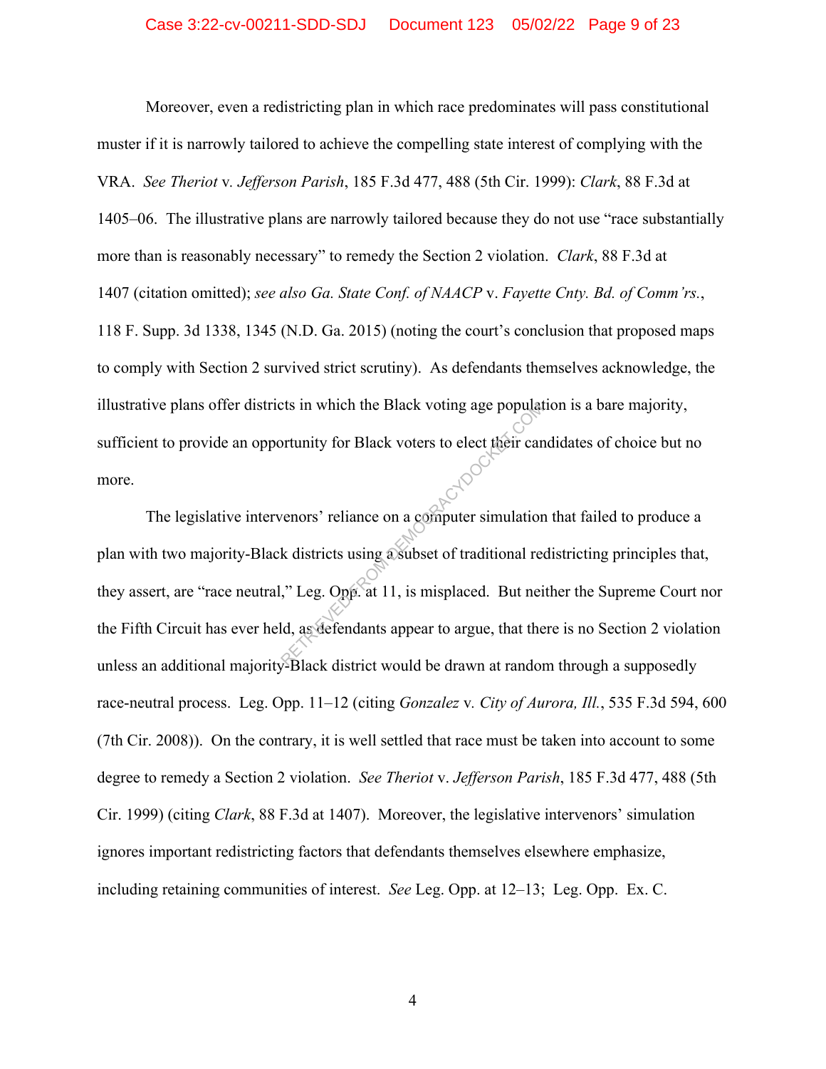Moreover, even a redistricting plan in which race predominates will pass constitutional muster if it is narrowly tailored to achieve the compelling state interest of complying with the VRA. *See Theriot* v. *Jefferson Parish*, 185 F.3d 477, 488 (5th Cir. 1999): *Clark*, 88 F.3d at 1405–06. The illustrative plans are narrowly tailored because they do not use "race substantially more than is reasonably necessary" to remedy the Section 2 violation. *Clark*, 88 F.3d at 1407 (citation omitted); *see also Ga. State Conf. of NAACP* v. *Fayette Cnty. Bd. of Comm'rs.*, 118 F. Supp. 3d 1338, 1345 (N.D. Ga. 2015) (noting the court's conclusion that proposed maps to comply with Section 2 survived strict scrutiny). As defendants themselves acknowledge, the illustrative plans offer districts in which the Black voting age population is a bare majority, sufficient to provide an opportunity for Black voters to elect their candidates of choice but no more.

The legislative intervenors' reliance on a computer simulation that failed to produce a plan with two majority-Black districts using a subset of traditional redistricting principles that, they assert, are "race neutral," Leg. Opp. at 11, is misplaced. But neither the Supreme Court nor the Fifth Circuit has ever held, as defendants appear to argue, that there is no Section 2 violation unless an additional majority-Black district would be drawn at random through a supposedly race-neutral process. Leg. Opp. 11–12 (citing *Gonzalez* v. *City of Aurora, Ill.*, 535 F.3d 594, 600 (7th Cir. 2008)). On the contrary, it is well settled that race must be taken into account to some degree to remedy a Section 2 violation. *See Theriot* v. *Jefferson Parish*, 185 F.3d 477, 488 (5th Cir. 1999) (citing *Clark*, 88 F.3d at 1407). Moreover, the legislative intervenors' simulation ignores important redistricting factors that defendants themselves elsewhere emphasize, including retaining communities of interest. *See* Leg. Opp. at 12–13; Leg. Opp. Ex. C.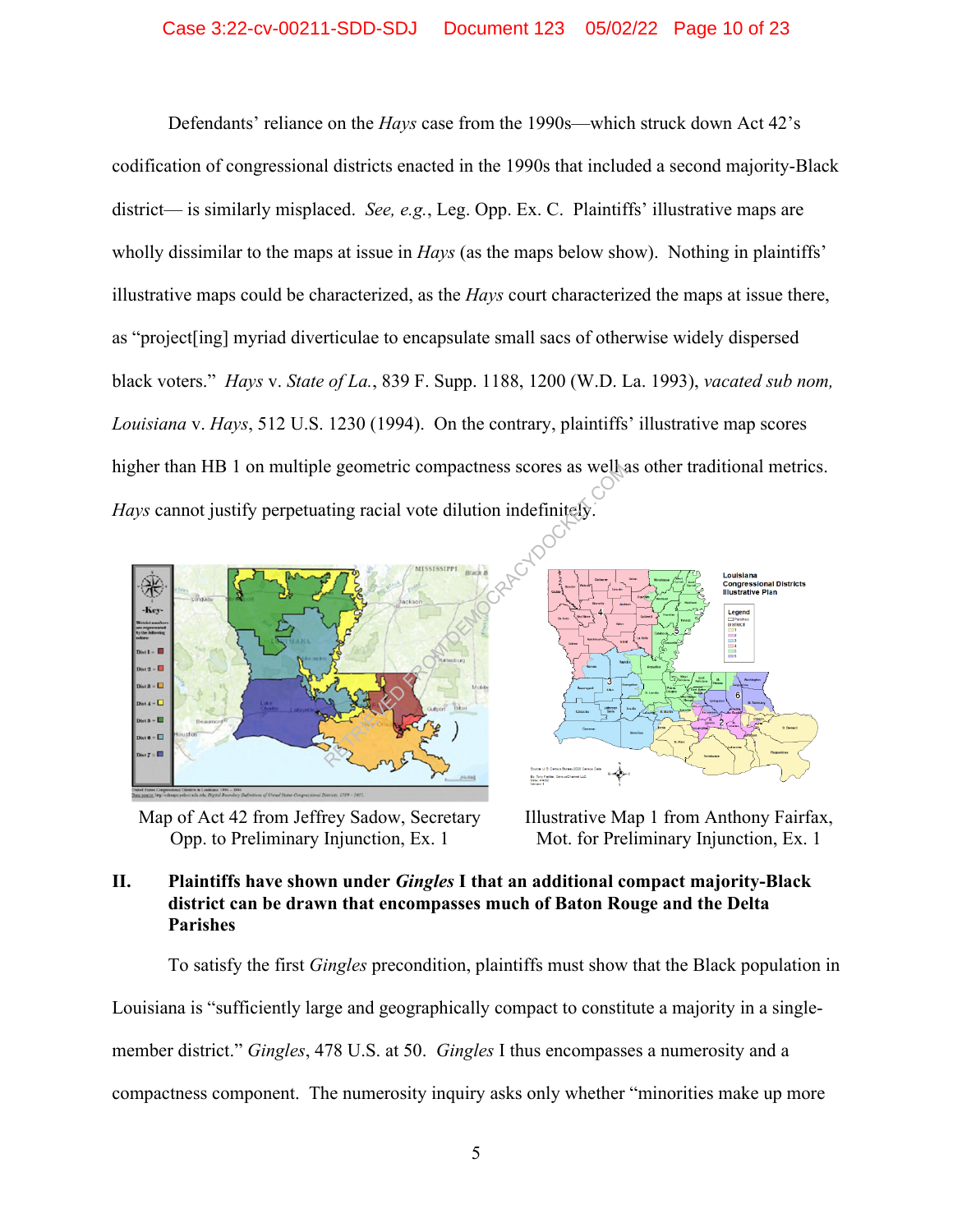Defendants' reliance on the *Hays* case from the 1990s—which struck down Act 42's codification of congressional districts enacted in the 1990s that included a second majority-Black district— is similarly misplaced. *See, e.g.*, Leg. Opp. Ex. C. Plaintiffs' illustrative maps are wholly dissimilar to the maps at issue in *Hays* (as the maps below show). Nothing in plaintiffs' illustrative maps could be characterized, as the *Hays* court characterized the maps at issue there, as "project[ing] myriad diverticulae to encapsulate small sacs of otherwise widely dispersed black voters." *Hays* v. *State of La.*, 839 F. Supp. 1188, 1200 (W.D. La. 1993), *vacated sub nom, Louisiana* v. *Hays*, 512 U.S. 1230 (1994). On the contrary, plaintiffs' illustrative map scores higher than HB 1 on multiple geometric compactness scores as well as other traditional metrics. *Hays* cannot justify perpetuating racial vote dilution indefinitely.

Map of Act 42 from Jeffrey Sadow, Secretary Opp. to Preliminary Injunction, Ex. 1

Illustrative Map 1 from Anthony Fairfax, Mot. for Preliminary Injunction, Ex. 1

## II. Plaintiffs have shown under *Gingles* I that an additional compact majority-Black district can be drawn that encompasses much of Baton Rouge and the Delta Parishes

To satisfy the first *Gingles* precondition, plaintiffs must show that the Black population in Louisiana is "sufficiently large and geographically compact to constitute a majority in a single-member district." *Gingles*, 478 U.S. at 50. *Gingles* I thus encompasses a numerosity and a compactness component. The numerosity inquiry asks only whether "minorities make up more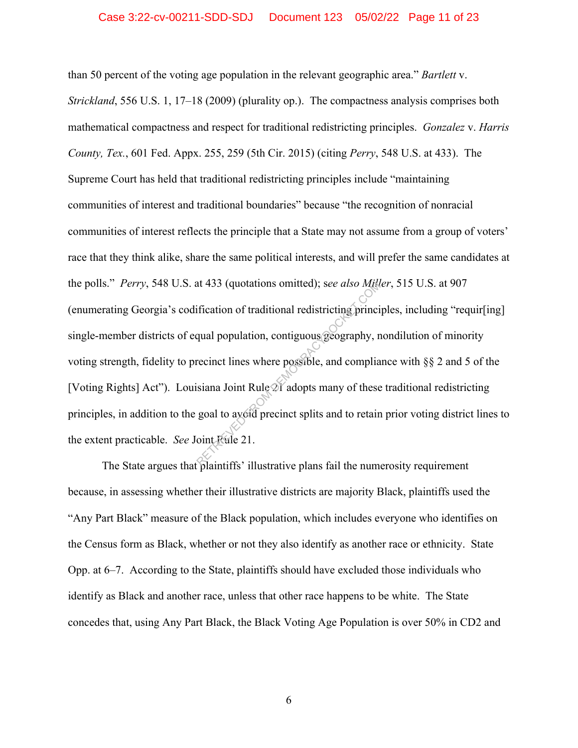than 50 percent of the voting age population in the relevant geographic area." *Bartlett* v. *Strickland*, 556 U.S. 1, 17–18 (2009) (plurality op.). The compactness analysis comprises both mathematical compactness and respect for traditional redistricting principles. *Gonzalez* v. *Harris County, Tex.*, 601 Fed. Appx. 255, 259 (5th Cir. 2015) (citing *Perry*, 548 U.S. at 433). The Supreme Court has held that traditional redistricting principles include "maintaining communities of interest and traditional boundaries" because "the recognition of nonracial communities of interest reflects the principle that a State may not assume from a group of voters' race that they think alike, share the same political interests, and will prefer the same candidates at the polls." *Perry*, 548 U.S. at 433 (quotations omitted); s*ee also Miller*, 515 U.S. at 907 (enumerating Georgia's codification of traditional redistricting principles, including "requir[ing] single-member districts of equal population, contiguous geography, nondilution of minority voting strength, fidelity to precinct lines where possible, and compliance with §§ 2 and 5 of the [Voting Rights] Act"). Louisiana Joint Rule 21 adopts many of these traditional redistricting principles, in addition to the goal to avoid precinct splits and to retain prior voting district lines to the extent practicable. *See* Joint Rule 21.

The State argues that plaintiffs' illustrative plans fail the numerosity requirement because, in assessing whether their illustrative districts are majority Black, plaintiffs used the "Any Part Black" measure of the Black population, which includes everyone who identifies on the Census form as Black, whether or not they also identify as another race or ethnicity. State Opp. at 6–7. According to the State, plaintiffs should have excluded those individuals who identify as Black and another race, unless that other race happens to be white. The State concedes that, using Any Part Black, the Black Voting Age Population is over 50% in CD2 and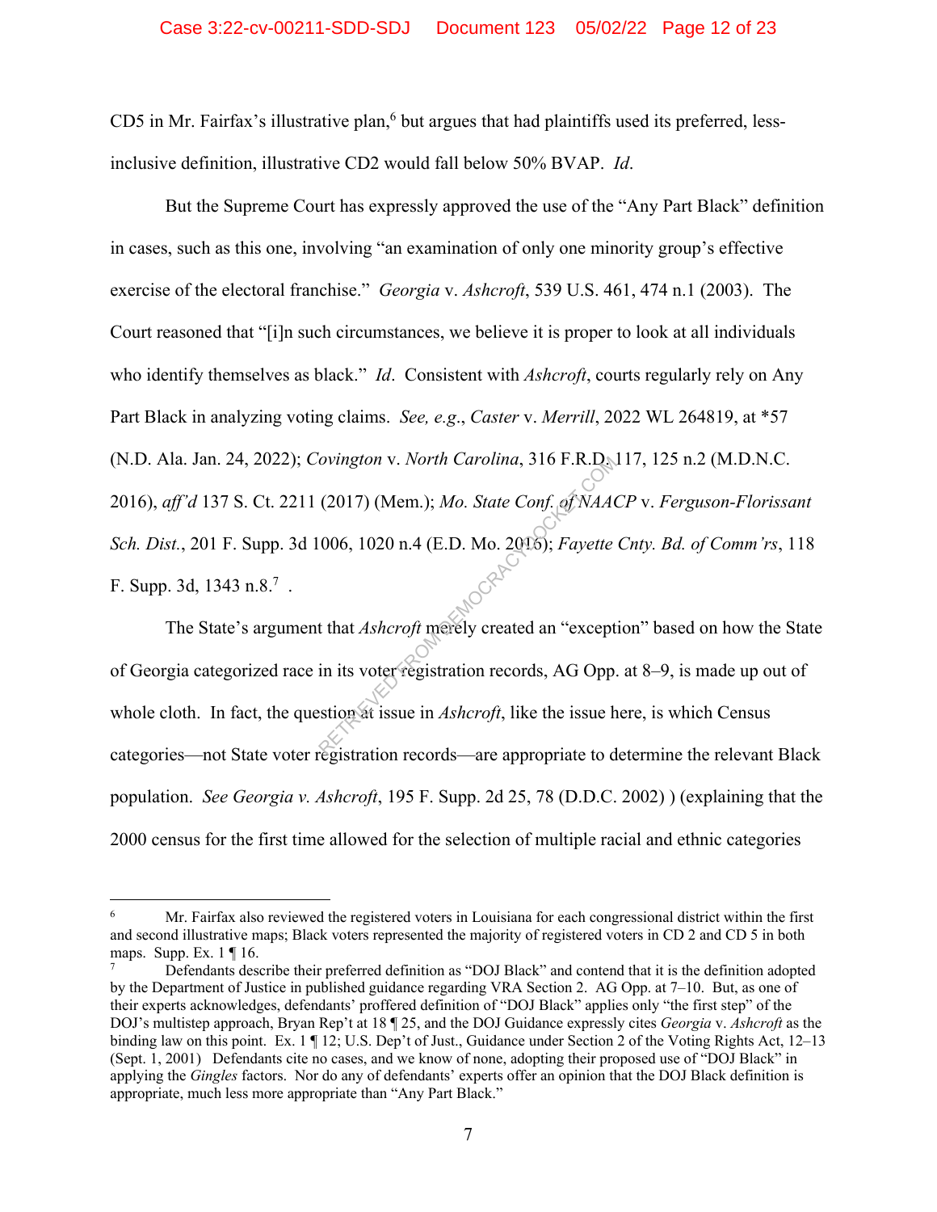CD5 in Mr. Fairfax's illustrative plan,[6] but argues that had plaintiffs used its preferred, less-inclusive definition, illustrative CD2 would fall below 50% BVAP. *Id*.

But the Supreme Court has expressly approved the use of the "Any Part Black" definition in cases, such as this one, involving "an examination of only one minority group's effective exercise of the electoral franchise." *Georgia* v. *Ashcroft*, 539 U.S. 461, 474 n.1 (2003). The Court reasoned that "[i]n such circumstances, we believe it is proper to look at all individuals who identify themselves as black." *Id*. Consistent with *Ashcroft*, courts regularly rely on Any Part Black in analyzing voting claims. *See, e.g.*, *Caster* v. *Merrill*, 2022 WL 264819, at *57 (N.D. Ala. Jan. 24, 2022); *Covington* v. *North Carolina*, 316 F.R.D. 117, 125 n.2 (M.D.N.C. 2016), *aff'd* 137 S. Ct. 2211 (2017) (Mem.); *Mo. State Conf. of NAACP* v. *Ferguson-Florissant Sch. Dist.*, 201 F. Supp. 3d 1006, 1020 n.4 (E.D. Mo. 2016); *Fayette Cnty. Bd. of Comm'rs*, 118 F. Supp. 3d, 1343 n.8.[7] .

The State's argument that *Ashcroft* merely created an "exception" based on how the State of Georgia categorized race in its voter registration records, AG Opp. at 8–9, is made up out of whole cloth. In fact, the question at issue in *Ashcroft*, like the issue here, is which Census categories—not State voter registration records—are appropriate to determine the relevant Black population. *See Georgia v. Ashcroft*, 195 F. Supp. 2d 25, 78 (D.D.C. 2002) ) (explaining that the 2000 census for the first time allowed for the selection of multiple racial and ethnic categories

---

[6] Mr. Fairfax also reviewed the registered voters in Louisiana for each congressional district within the first and second illustrative maps; Black voters represented the majority of registered voters in CD 2 and CD 5 in both maps. Supp. Ex. 1 ¶ 16.

[7] Defendants describe their preferred definition as "DOJ Black" and contend that it is the definition adopted by the Department of Justice in published guidance regarding VRA Section 2. AG Opp. at 7–10. But, as one of their experts acknowledges, defendants' proffered definition of "DOJ Black" applies only "the first step" of the DOJ's multistep approach, Bryan Rep't at 18 ¶ 25, and the DOJ Guidance expressly cites *Georgia* v. *Ashcroft* as the binding law on this point. Ex. 1 ¶ 12; U.S. Dep't of Just., Guidance under Section 2 of the Voting Rights Act, 12–13 (Sept. 1, 2001) Defendants cite no cases, and we know of none, adopting their proposed use of "DOJ Black" in applying the *Gingles* factors. Nor do any of defendants' experts offer an opinion that the DOJ Black definition is appropriate, much less more appropriate than "Any Part Black."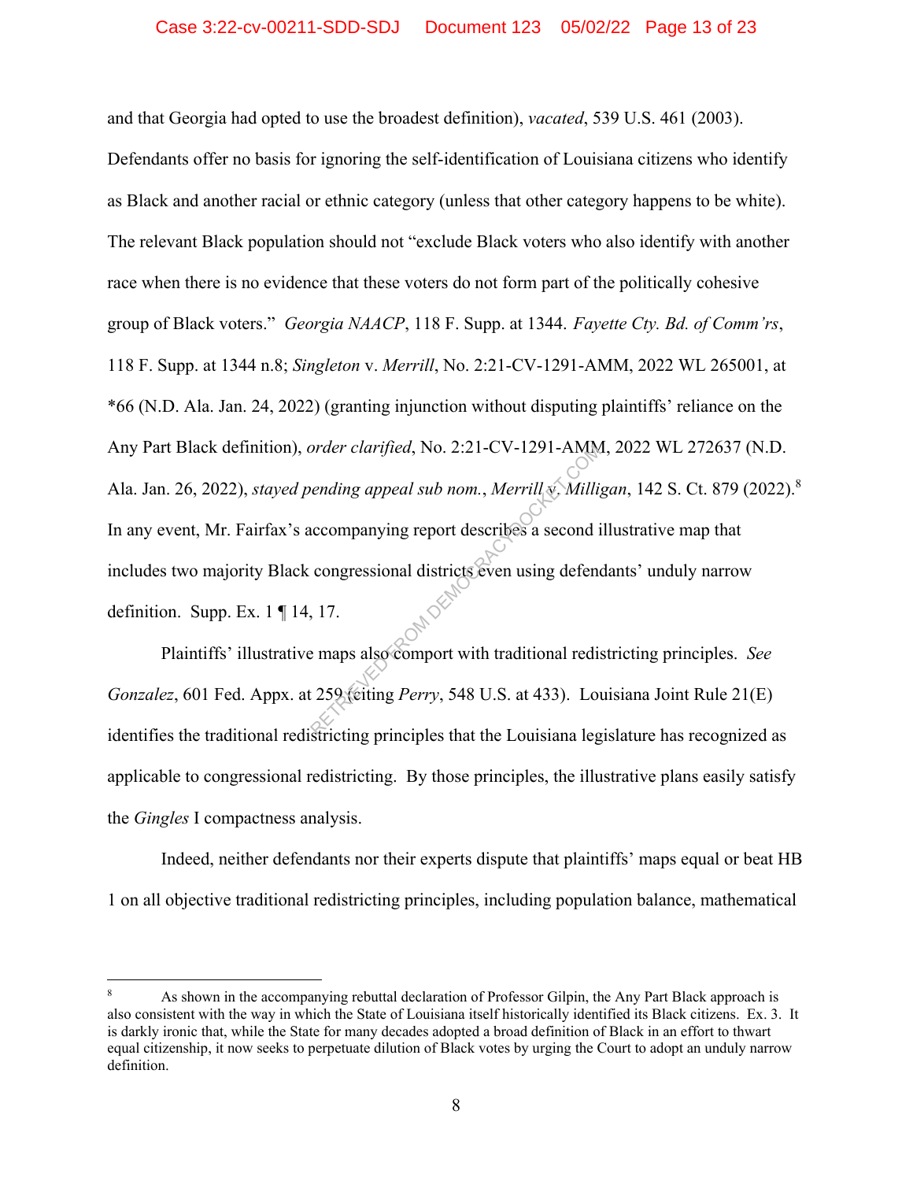and that Georgia had opted to use the broadest definition), *vacated*, 539 U.S. 461 (2003). Defendants offer no basis for ignoring the self-identification of Louisiana citizens who identify as Black and another racial or ethnic category (unless that other category happens to be white). The relevant Black population should not "exclude Black voters who also identify with another race when there is no evidence that these voters do not form part of the politically cohesive group of Black voters." *Georgia NAACP*, 118 F. Supp. at 1344. *Fayette Cty. Bd. of Comm'rs*, 118 F. Supp. at 1344 n.8; *Singleton* v. *Merrill*, No. 2:21-CV-1291-AMM, 2022 WL 265001, at *66 (N.D. Ala. Jan. 24, 2022) (granting injunction without disputing plaintiffs' reliance on the Any Part Black definition), *order clarified*, No. 2:21-CV-1291-AMM, 2022 WL 272637 (N.D. Ala. Jan. 26, 2022), *stayed pending appeal sub nom.*, *Merrill v. Milligan*, 142 S. Ct. 879 (2022).[8] In any event, Mr. Fairfax's accompanying report describes a second illustrative map that includes two majority Black congressional districts even using defendants' unduly narrow definition. Supp. Ex. 1 ¶ 14, 17.

Plaintiffs' illustrative maps also comport with traditional redistricting principles. *See Gonzalez*, 601 Fed. Appx. at 259 (citing *Perry*, 548 U.S. at 433). Louisiana Joint Rule 21(E) identifies the traditional redistricting principles that the Louisiana legislature has recognized as applicable to congressional redistricting. By those principles, the illustrative plans easily satisfy the *Gingles* I compactness analysis.

Indeed, neither defendants nor their experts dispute that plaintiffs' maps equal or beat HB 1 on all objective traditional redistricting principles, including population balance, mathematical

---

[8] As shown in the accompanying rebuttal declaration of Professor Gilpin, the Any Part Black approach is also consistent with the way in which the State of Louisiana itself historically identified its Black citizens. Ex. 3. It is darkly ironic that, while the State for many decades adopted a broad definition of Black in an effort to thwart equal citizenship, it now seeks to perpetuate dilution of Black votes by urging the Court to adopt an unduly narrow definition.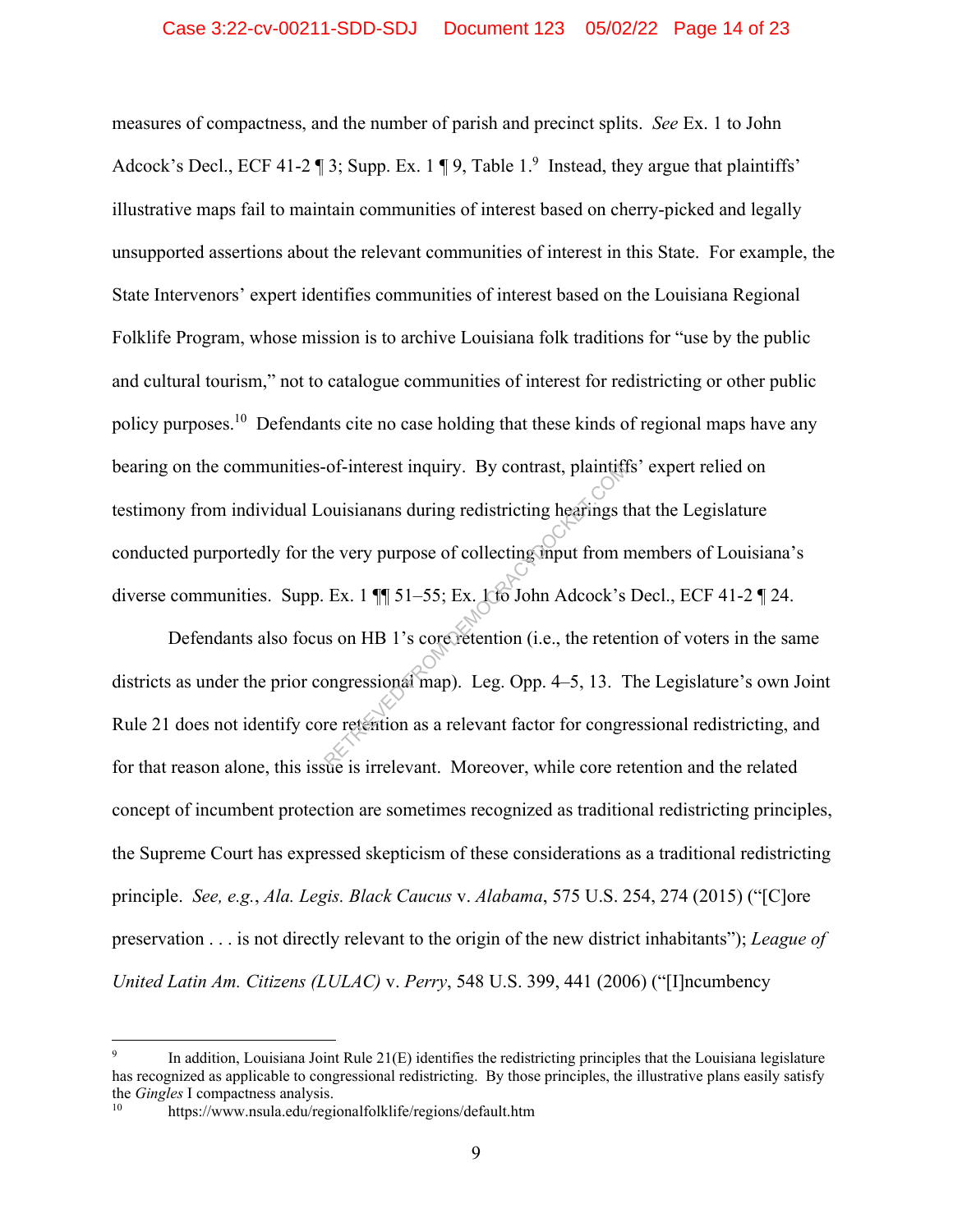measures of compactness, and the number of parish and precinct splits. *See* Ex. 1 to John Adcock's Decl., ECF 41-2 ¶ 3; Supp. Ex. 1 ¶ 9, Table 1.[9] Instead, they argue that plaintiffs' illustrative maps fail to maintain communities of interest based on cherry-picked and legally unsupported assertions about the relevant communities of interest in this State. For example, the State Intervenors' expert identifies communities of interest based on the Louisiana Regional Folklife Program, whose mission is to archive Louisiana folk traditions for "use by the public and cultural tourism," not to catalogue communities of interest for redistricting or other public policy purposes.[10] Defendants cite no case holding that these kinds of regional maps have any bearing on the communities-of-interest inquiry. By contrast, plaintiffs' expert relied on testimony from individual Louisianans during redistricting hearings that the Legislature conducted purportedly for the very purpose of collecting input from members of Louisiana's diverse communities. Supp. Ex. 1 ¶¶ 51–55; Ex. 1 to John Adcock's Decl., ECF 41-2 ¶ 24.

Defendants also focus on HB 1's core retention (i.e., the retention of voters in the same districts as under the prior congressional map). Leg. Opp. 4–5, 13. The Legislature's own Joint Rule 21 does not identify core retention as a relevant factor for congressional redistricting, and for that reason alone, this issue is irrelevant. Moreover, while core retention and the related concept of incumbent protection are sometimes recognized as traditional redistricting principles, the Supreme Court has expressed skepticism of these considerations as a traditional redistricting principle. *See, e.g.*, *Ala. Legis. Black Caucus* v. *Alabama*, 575 U.S. 254, 274 (2015) ("[C]ore preservation . . . is not directly relevant to the origin of the new district inhabitants"); *League of United Latin Am. Citizens (LULAC)* v. *Perry*, 548 U.S. 399, 441 (2006) ("[I]ncumbency

---

[9] In addition, Louisiana Joint Rule 21(E) identifies the redistricting principles that the Louisiana legislature has recognized as applicable to congressional redistricting. By those principles, the illustrative plans easily satisfy the *Gingles* I compactness analysis.

[10] https://www.nsula.edu/regionalfolklife/regions/default.htm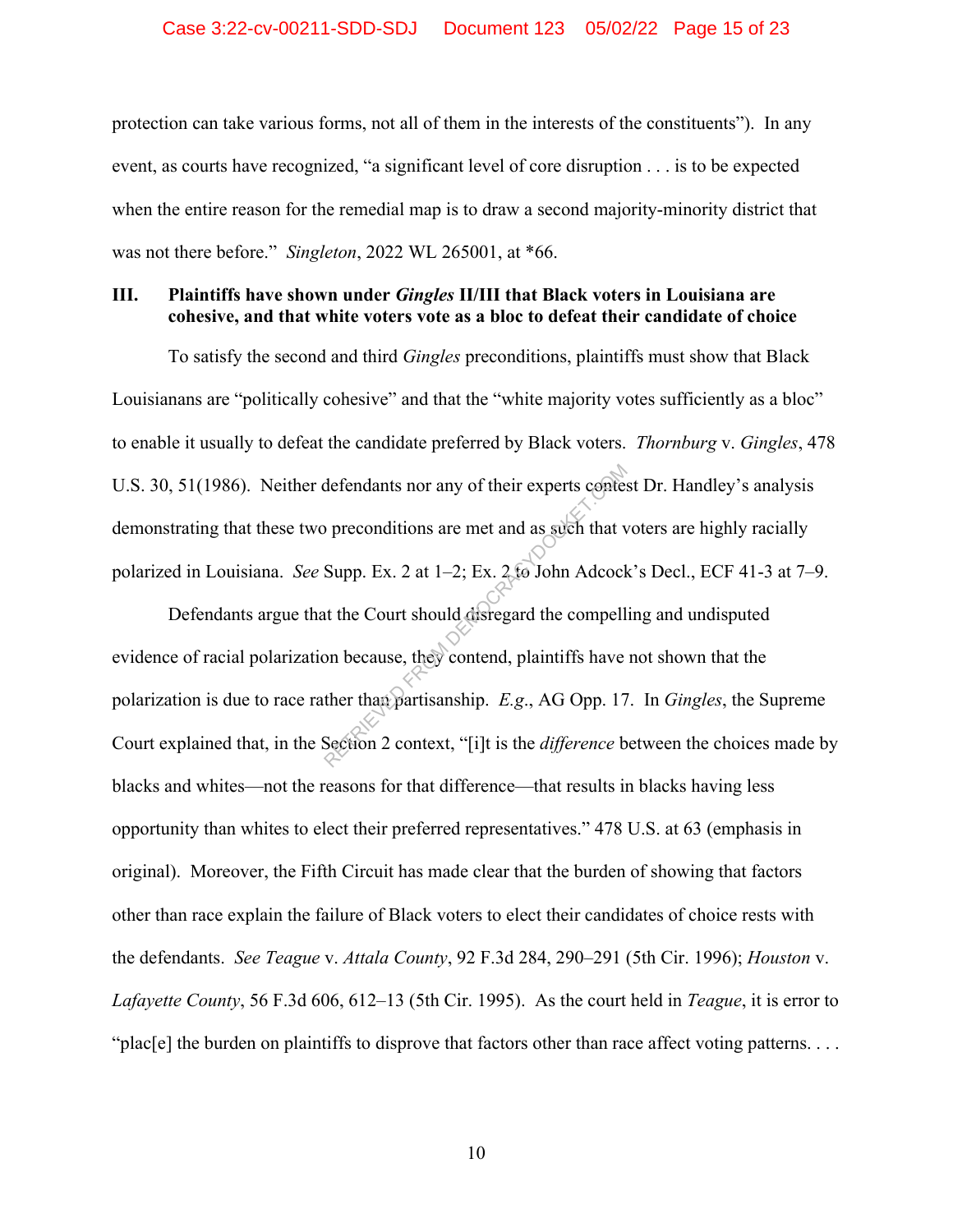protection can take various forms, not all of them in the interests of the constituents"). In any event, as courts have recognized, "a significant level of core disruption . . . is to be expected when the entire reason for the remedial map is to draw a second majority-minority district that was not there before." *Singleton*, 2022 WL 265001, at *66.

### III. Plaintiffs have shown under *Gingles* II/III that Black voters in Louisiana are cohesive, and that white voters vote as a bloc to defeat their candidate of choice

To satisfy the second and third *Gingles* preconditions, plaintiffs must show that Black Louisianans are "politically cohesive" and that the "white majority votes sufficiently as a bloc" to enable it usually to defeat the candidate preferred by Black voters. *Thornburg* v. *Gingles*, 478 U.S. 30, 51(1986). Neither defendants nor any of their experts contest Dr. Handley's analysis demonstrating that these two preconditions are met and as such that voters are highly racially polarized in Louisiana. *See* Supp. Ex. 2 at 1–2; Ex. 2 to John Adcock's Decl., ECF 41-3 at 7–9.

Defendants argue that the Court should disregard the compelling and undisputed evidence of racial polarization because, they contend, plaintiffs have not shown that the polarization is due to race rather than partisanship. *E.g.*, AG Opp. 17. In *Gingles*, the Supreme Court explained that, in the Section 2 context, "[i]t is the *difference* between the choices made by blacks and whites—not the reasons for that difference—that results in blacks having less opportunity than whites to elect their preferred representatives." 478 U.S. at 63 (emphasis in original). Moreover, the Fifth Circuit has made clear that the burden of showing that factors other than race explain the failure of Black voters to elect their candidates of choice rests with the defendants. *See Teague* v. *Attala County*, 92 F.3d 284, 290–291 (5th Cir. 1996); *Houston* v. *Lafayette County*, 56 F.3d 606, 612–13 (5th Cir. 1995). As the court held in *Teague*, it is error to "plac[e] the burden on plaintiffs to disprove that factors other than race affect voting patterns. . . .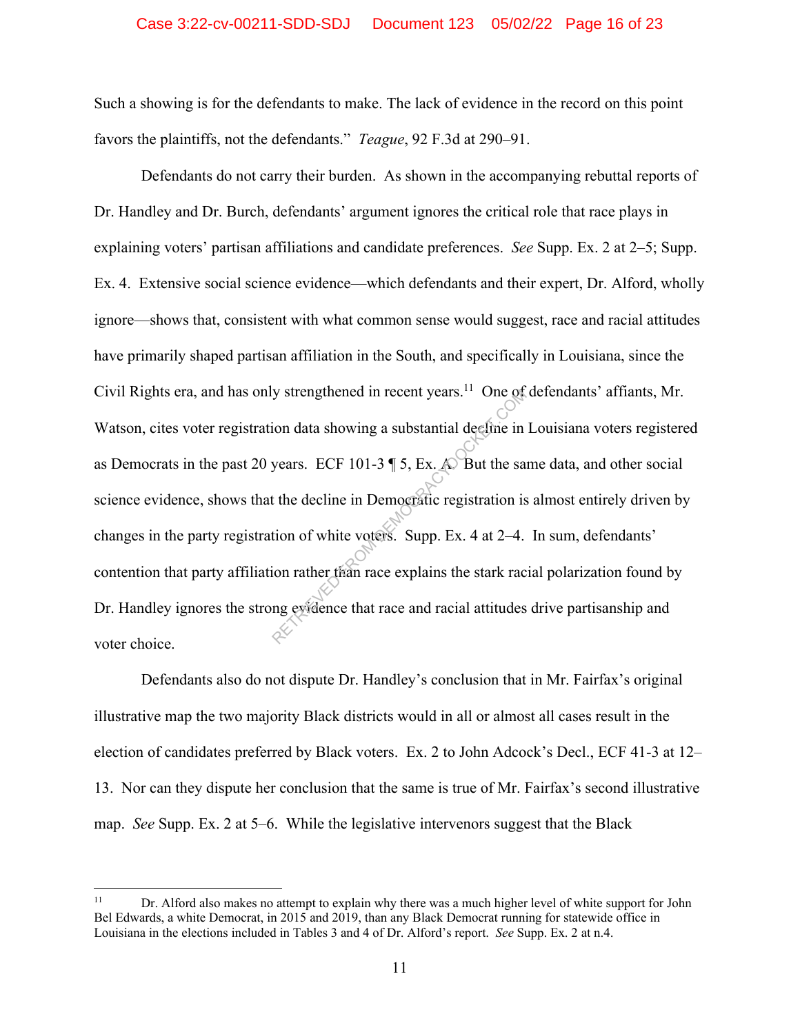Such a showing is for the defendants to make. The lack of evidence in the record on this point favors the plaintiffs, not the defendants." *Teague*, 92 F.3d at 290–91.

Defendants do not carry their burden. As shown in the accompanying rebuttal reports of Dr. Handley and Dr. Burch, defendants' argument ignores the critical role that race plays in explaining voters' partisan affiliations and candidate preferences. *See* Supp. Ex. 2 at 2–5; Supp. Ex. 4. Extensive social science evidence—which defendants and their expert, Dr. Alford, wholly ignore—shows that, consistent with what common sense would suggest, race and racial attitudes have primarily shaped partisan affiliation in the South, and specifically in Louisiana, since the Civil Rights era, and has only strengthened in recent years.[11] One of defendants' affiants, Mr. Watson, cites voter registration data showing a substantial decline in Louisiana voters registered as Democrats in the past 20 years. ECF 101-3 ¶ 5, Ex. A. But the same data, and other social science evidence, shows that the decline in Democratic registration is almost entirely driven by changes in the party registration of white voters. Supp. Ex. 4 at 2–4. In sum, defendants' contention that party affiliation rather than race explains the stark racial polarization found by Dr. Handley ignores the strong evidence that race and racial attitudes drive partisanship and voter choice.

Defendants also do not dispute Dr. Handley's conclusion that in Mr. Fairfax's original illustrative map the two majority Black districts would in all or almost all cases result in the election of candidates preferred by Black voters. Ex. 2 to John Adcock's Decl., ECF 41-3 at 12–13. Nor can they dispute her conclusion that the same is true of Mr. Fairfax's second illustrative map. *See* Supp. Ex. 2 at 5–6. While the legislative intervenors suggest that the Black

---

[11] Dr. Alford also makes no attempt to explain why there was a much higher level of white support for John Bel Edwards, a white Democrat, in 2015 and 2019, than any Black Democrat running for statewide office in Louisiana in the elections included in Tables 3 and 4 of Dr. Alford's report. *See* Supp. Ex. 2 at n.4.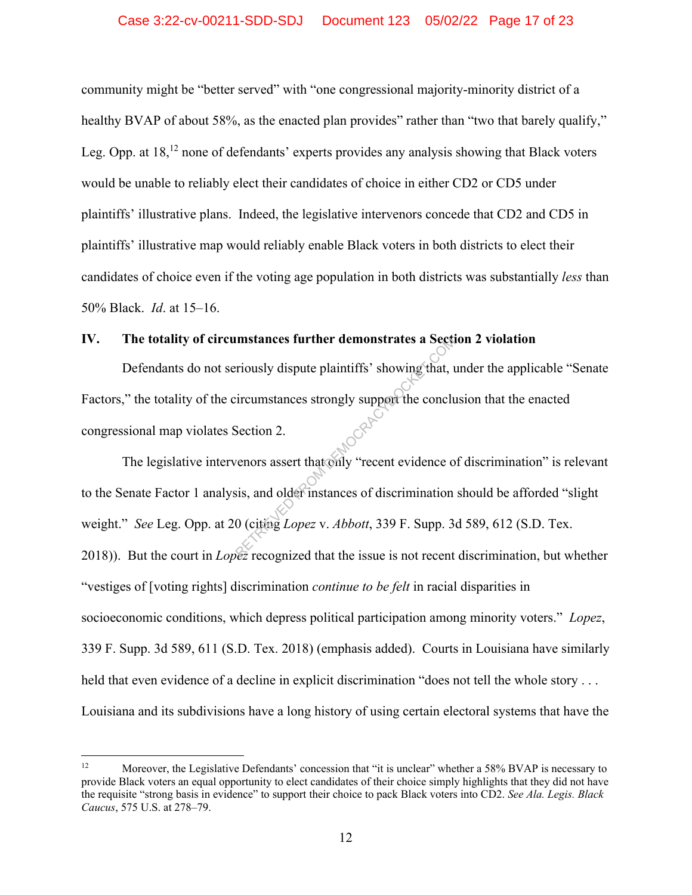community might be "better served" with "one congressional majority-minority district of a healthy BVAP of about 58%, as the enacted plan provides" rather than "two that barely qualify," Leg. Opp. at 18,[12] none of defendants' experts provides any analysis showing that Black voters would be unable to reliably elect their candidates of choice in either CD2 or CD5 under plaintiffs' illustrative plans. Indeed, the legislative intervenors concede that CD2 and CD5 in plaintiffs' illustrative map would reliably enable Black voters in both districts to elect their candidates of choice even if the voting age population in both districts was substantially *less* than 50% Black. *Id*. at 15–16.

## IV. The totality of circumstances further demonstrates a Section 2 violation

Defendants do not seriously dispute plaintiffs' showing that, under the applicable "Senate Factors," the totality of the circumstances strongly support the conclusion that the enacted congressional map violates Section 2.

The legislative intervenors assert that only "recent evidence of discrimination" is relevant to the Senate Factor 1 analysis, and older instances of discrimination should be afforded "slight weight." *See* Leg. Opp. at 20 (citing *Lopez* v. *Abbott*, 339 F. Supp. 3d 589, 612 (S.D. Tex. 2018)). But the court in *Lopez* recognized that the issue is not recent discrimination, but whether "vestiges of [voting rights] discrimination *continue to be felt* in racial disparities in socioeconomic conditions, which depress political participation among minority voters." *Lopez*, 339 F. Supp. 3d 589, 611 (S.D. Tex. 2018) (emphasis added). Courts in Louisiana have similarly held that even evidence of a decline in explicit discrimination "does not tell the whole story . . . Louisiana and its subdivisions have a long history of using certain electoral systems that have the

---

[12] Moreover, the Legislative Defendants' concession that "it is unclear" whether a 58% BVAP is necessary to provide Black voters an equal opportunity to elect candidates of their choice simply highlights that they did not have the requisite "strong basis in evidence" to support their choice to pack Black voters into CD2. *See Ala. Legis. Black Caucus*, 575 U.S. at 278–79.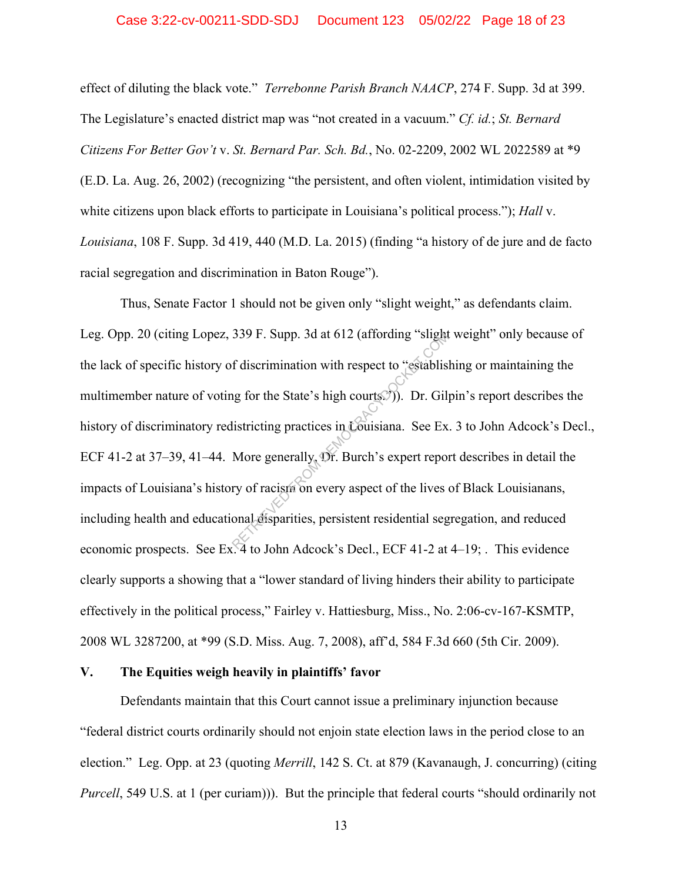effect of diluting the black vote." *Terrebonne Parish Branch NAACP*, 274 F. Supp. 3d at 399. The Legislature's enacted district map was "not created in a vacuum." *Cf. id.*; *St. Bernard Citizens For Better Gov't* v. *St. Bernard Par. Sch. Bd.*, No. 02-2209, 2002 WL 2022589 at *9 (E.D. La. Aug. 26, 2002) (recognizing "the persistent, and often violent, intimidation visited by white citizens upon black efforts to participate in Louisiana's political process."); *Hall* v. *Louisiana*, 108 F. Supp. 3d 419, 440 (M.D. La. 2015) (finding "a history of de jure and de facto racial segregation and discrimination in Baton Rouge").

Thus, Senate Factor 1 should not be given only "slight weight," as defendants claim. Leg. Opp. 20 (citing Lopez, 339 F. Supp. 3d at 612 (affording "slight weight" only because of the lack of specific history of discrimination with respect to "establishing or maintaining the multimember nature of voting for the State's high courts.")). Dr. Gilpin's report describes the history of discriminatory redistricting practices in Louisiana. See Ex. 3 to John Adcock's Decl., ECF 41-2 at 37–39, 41–44. More generally, Dr. Burch's expert report describes in detail the impacts of Louisiana's history of racism on every aspect of the lives of Black Louisianans, including health and educational disparities, persistent residential segregation, and reduced economic prospects. See Ex. 4 to John Adcock's Decl., ECF 41-2 at 4–19; . This evidence clearly supports a showing that a "lower standard of living hinders their ability to participate effectively in the political process," Fairley v. Hattiesburg, Miss., No. 2:06-cv-167-KSMTP, 2008 WL 3287200, at *99 (S.D. Miss. Aug. 7, 2008), aff'd, 584 F.3d 660 (5th Cir. 2009).

## V. The Equities weigh heavily in plaintiffs' favor

Defendants maintain that this Court cannot issue a preliminary injunction because "federal district courts ordinarily should not enjoin state election laws in the period close to an election." Leg. Opp. at 23 (quoting *Merrill*, 142 S. Ct. at 879 (Kavanaugh, J. concurring) (citing *Purcell*, 549 U.S. at 1 (per curiam))). But the principle that federal courts "should ordinarily not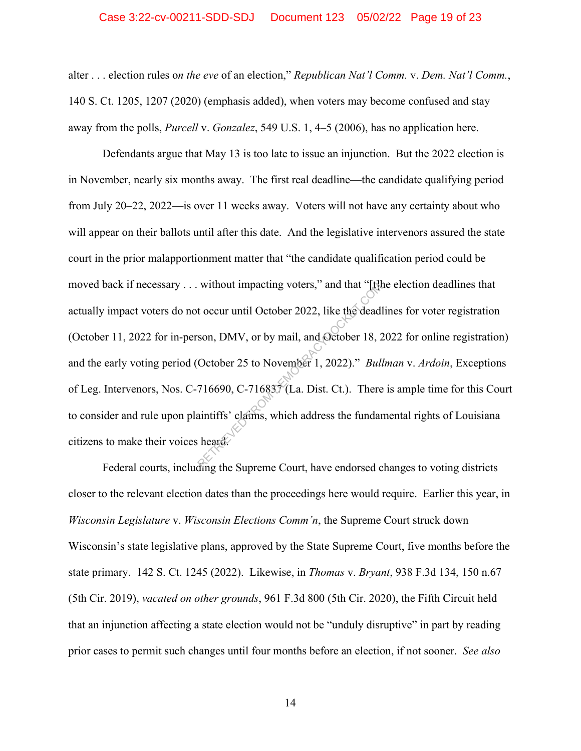alter . . . election rules o*n the eve* of an election," *Republican Nat'l Comm.* v. *Dem. Nat'l Comm.*, 140 S. Ct. 1205, 1207 (2020) (emphasis added), when voters may become confused and stay away from the polls, *Purcell* v. *Gonzalez*, 549 U.S. 1, 4–5 (2006), has no application here.

Defendants argue that May 13 is too late to issue an injunction. But the 2022 election is in November, nearly six months away. The first real deadline—the candidate qualifying period from July 20–22, 2022—is over 11 weeks away. Voters will not have any certainty about who will appear on their ballots until after this date. And the legislative intervenors assured the state court in the prior malapportionment matter that "the candidate qualification period could be moved back if necessary . . . without impacting voters," and that "[t]he election deadlines that actually impact voters do not occur until October 2022, like the deadlines for voter registration (October 11, 2022 for in-person, DMV, or by mail, and October 18, 2022 for online registration) and the early voting period (October 25 to November 1, 2022)." *Bullman* v. *Ardoin*, Exceptions of Leg. Intervenors, Nos. C-716690, C-716837 (La. Dist. Ct.). There is ample time for this Court to consider and rule upon plaintiffs' claims, which address the fundamental rights of Louisiana citizens to make their voices heard.

Federal courts, including the Supreme Court, have endorsed changes to voting districts closer to the relevant election dates than the proceedings here would require. Earlier this year, in *Wisconsin Legislature* v. *Wisconsin Elections Comm'n*, the Supreme Court struck down Wisconsin's state legislative plans, approved by the State Supreme Court, five months before the state primary. 142 S. Ct. 1245 (2022). Likewise, in *Thomas* v. *Bryant*, 938 F.3d 134, 150 n.67 (5th Cir. 2019), *vacated on other grounds*, 961 F.3d 800 (5th Cir. 2020), the Fifth Circuit held that an injunction affecting a state election would not be "unduly disruptive" in part by reading prior cases to permit such changes until four months before an election, if not sooner. *See also*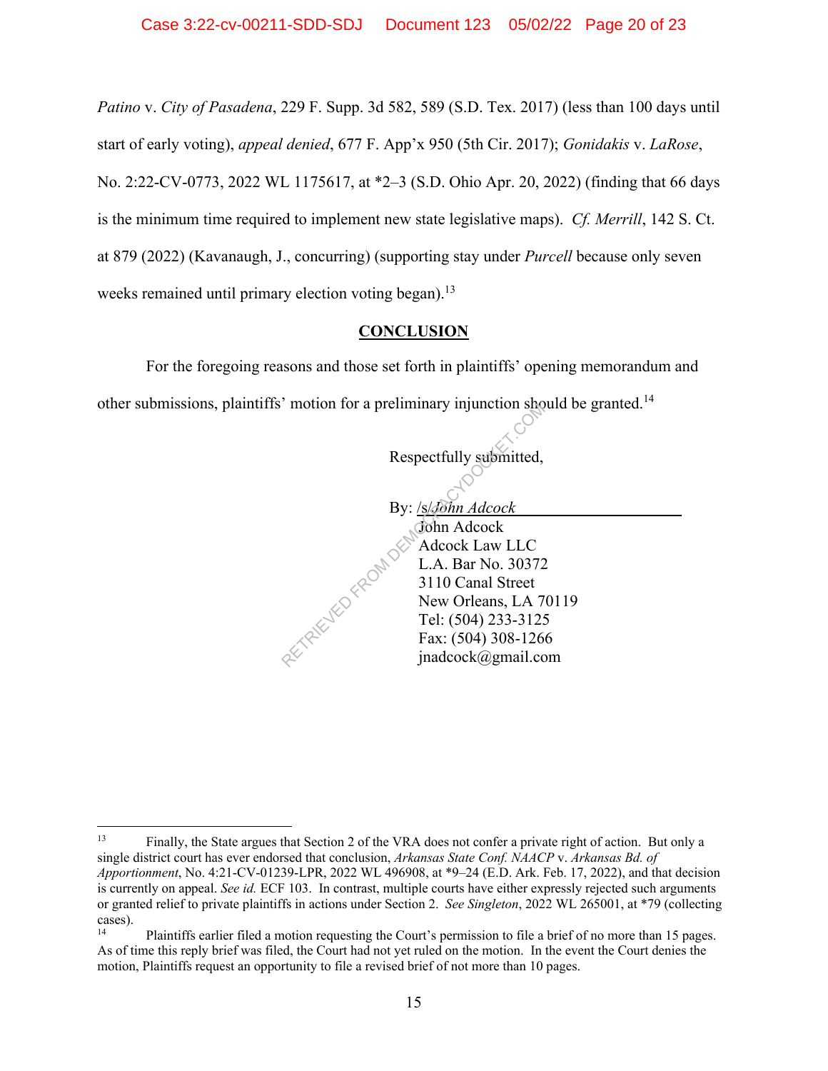*Patino* v. *City of Pasadena*, 229 F. Supp. 3d 582, 589 (S.D. Tex. 2017) (less than 100 days until start of early voting), *appeal denied*, 677 F. App'x 950 (5th Cir. 2017); *Gonidakis* v. *LaRose*, No. 2:22-CV-0773, 2022 WL 1175617, at *2–3 (S.D. Ohio Apr. 20, 2022) (finding that 66 days is the minimum time required to implement new state legislative maps). *Cf. Merrill*, 142 S. Ct. at 879 (2022) (Kavanaugh, J., concurring) (supporting stay under *Purcell* because only seven weeks remained until primary election voting began).[13]

## CONCLUSION

For the foregoing reasons and those set forth in plaintiffs' opening memorandum and other submissions, plaintiffs' motion for a preliminary injunction should be granted.[14]

Respectfully submitted,

By: /s/*John Adcock*
John Adcock
Adcock Law LLC
L.A. Bar No. 30372
3110 Canal Street
New Orleans, LA 70119
Tel: (504) 233-3125
Fax: (504) 308-1266
jnadcock@gmail.com

---

[13] Finally, the State argues that Section 2 of the VRA does not confer a private right of action. But only a single district court has ever endorsed that conclusion, *Arkansas State Conf. NAACP* v. *Arkansas Bd. of Apportionment*, No. 4:21-CV-01239-LPR, 2022 WL 496908, at *9–24 (E.D. Ark. Feb. 17, 2022), and that decision is currently on appeal. *See id.* ECF 103. In contrast, multiple courts have either expressly rejected such arguments or granted relief to private plaintiffs in actions under Section 2. *See Singleton*, 2022 WL 265001, at *79 (collecting cases).

[14] Plaintiffs earlier filed a motion requesting the Court's permission to file a brief of no more than 15 pages. As of time this reply brief was filed, the Court had not yet ruled on the motion. In the event the Court denies the motion, Plaintiffs request an opportunity to file a revised brief of not more than 10 pages.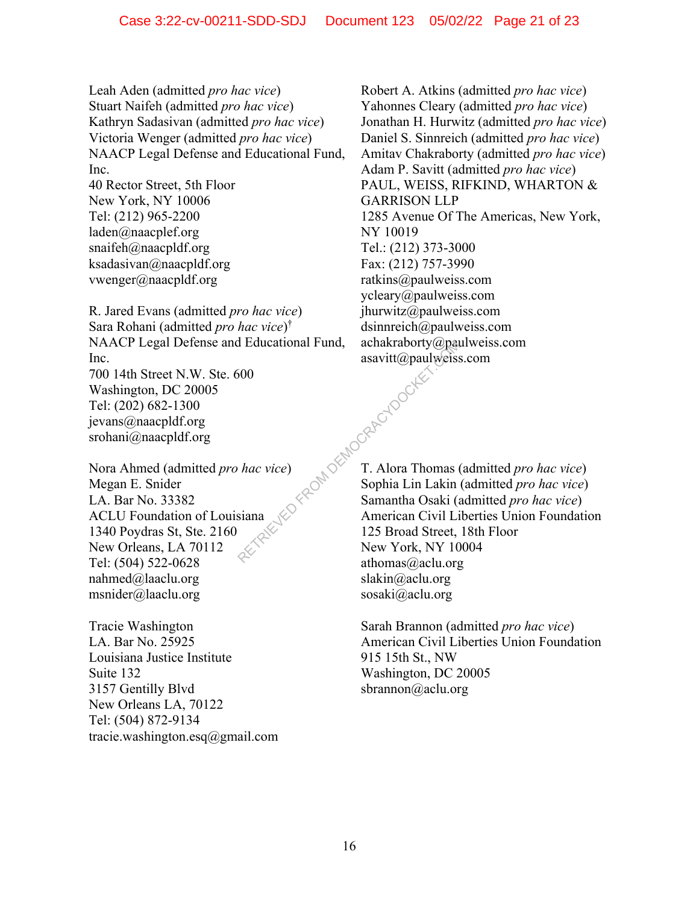Leah Aden (admitted *pro hac vice*)
Stuart Naifeh (admitted *pro hac vice*)
Kathryn Sadasivan (admitted *pro hac vice*)
Victoria Wenger (admitted *pro hac vice*)
NAACP Legal Defense and Educational Fund, Inc.
40 Rector Street, 5th Floor
New York, NY 10006
Tel: (212) 965-2200
laden@naacplef.org
snaifeh@naacpldf.org
ksadasivan@naacpldf.org
vwenger@naacpldf.org

R. Jared Evans (admitted *pro hac vice*)
Sara Rohani (admitted *pro hac vice*)†
NAACP Legal Defense and Educational Fund, Inc.
700 14th Street N.W. Ste. 600
Washington, DC 20005
Tel: (202) 682-1300
jevans@naacpldf.org
srohani@naacpldf.org

Nora Ahmed (admitted *pro hac vice*)
Megan E. Snider
LA. Bar No. 33382
ACLU Foundation of Louisiana
1340 Poydras St, Ste. 2160
New Orleans, LA 70112
Tel: (504) 522-0628
nahmed@laaclu.org
msnider@laaclu.org

Tracie Washington
LA. Bar No. 25925
Louisiana Justice Institute
Suite 132
3157 Gentilly Blvd
New Orleans LA, 70122
Tel: (504) 872-9134
tracie.washington.esq@gmail.com

Robert A. Atkins (admitted *pro hac vice*)
Yahonnes Cleary (admitted *pro hac vice*)
Jonathan H. Hurwitz (admitted *pro hac vice*)
Daniel S. Sinnreich (admitted *pro hac vice*)
Amitav Chakraborty (admitted *pro hac vice*)
Adam P. Savitt (admitted *pro hac vice*)
PAUL, WEISS, RIFKIND, WHARTON & GARRISON LLP
1285 Avenue Of The Americas, New York, NY 10019
Tel.: (212) 373-3000
Fax: (212) 757-3990
ratkins@paulweiss.com
ycleary@paulweiss.com
jhurwitz@paulweiss.com
dsinnreich@paulweiss.com
achakraborty@paulweiss.com
asavitt@paulweiss.com

T. Alora Thomas (admitted *pro hac vice*)
Sophia Lin Lakin (admitted *pro hac vice*)
Samantha Osaki (admitted *pro hac vice*)
American Civil Liberties Union Foundation
125 Broad Street, 18th Floor
New York, NY 10004
athomas@aclu.org
slakin@aclu.org
sosaki@aclu.org

Sarah Brannon (admitted *pro hac vice*)
American Civil Liberties Union Foundation
915 15th St., NW
Washington, DC 20005
sbrannon@aclu.org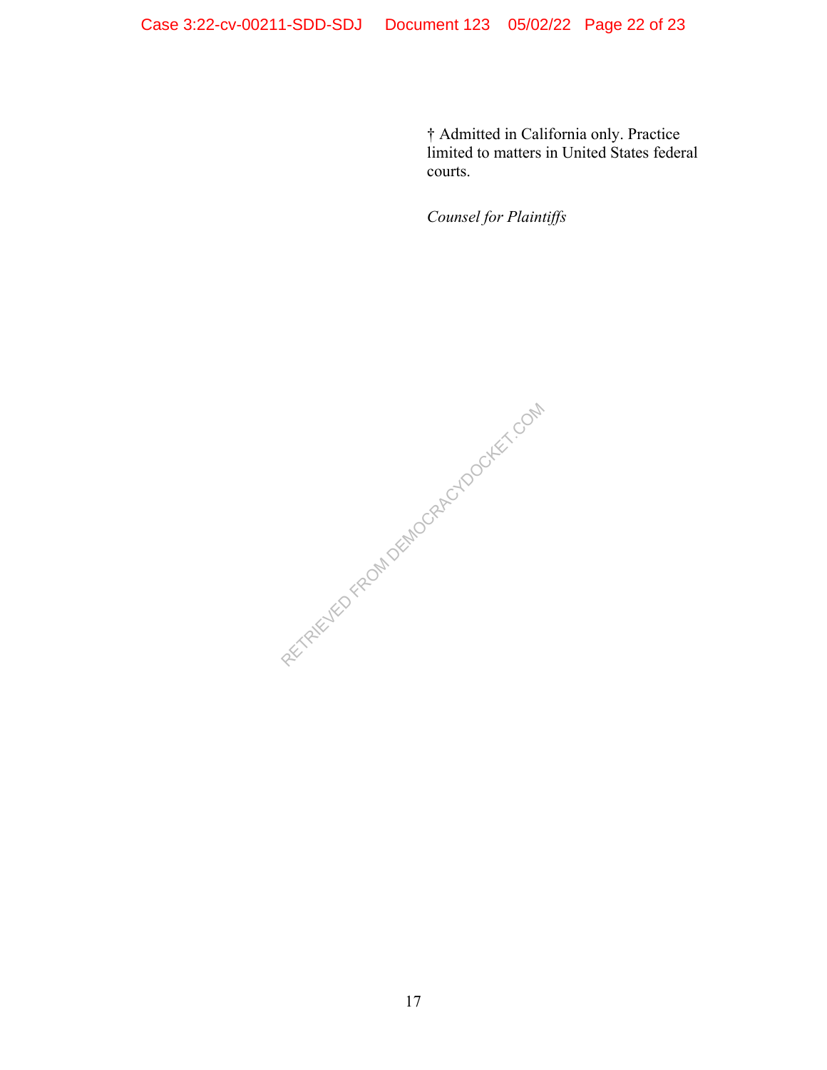† Admitted in California only. Practice limited to matters in United States federal courts.

*Counsel for Plaintiffs*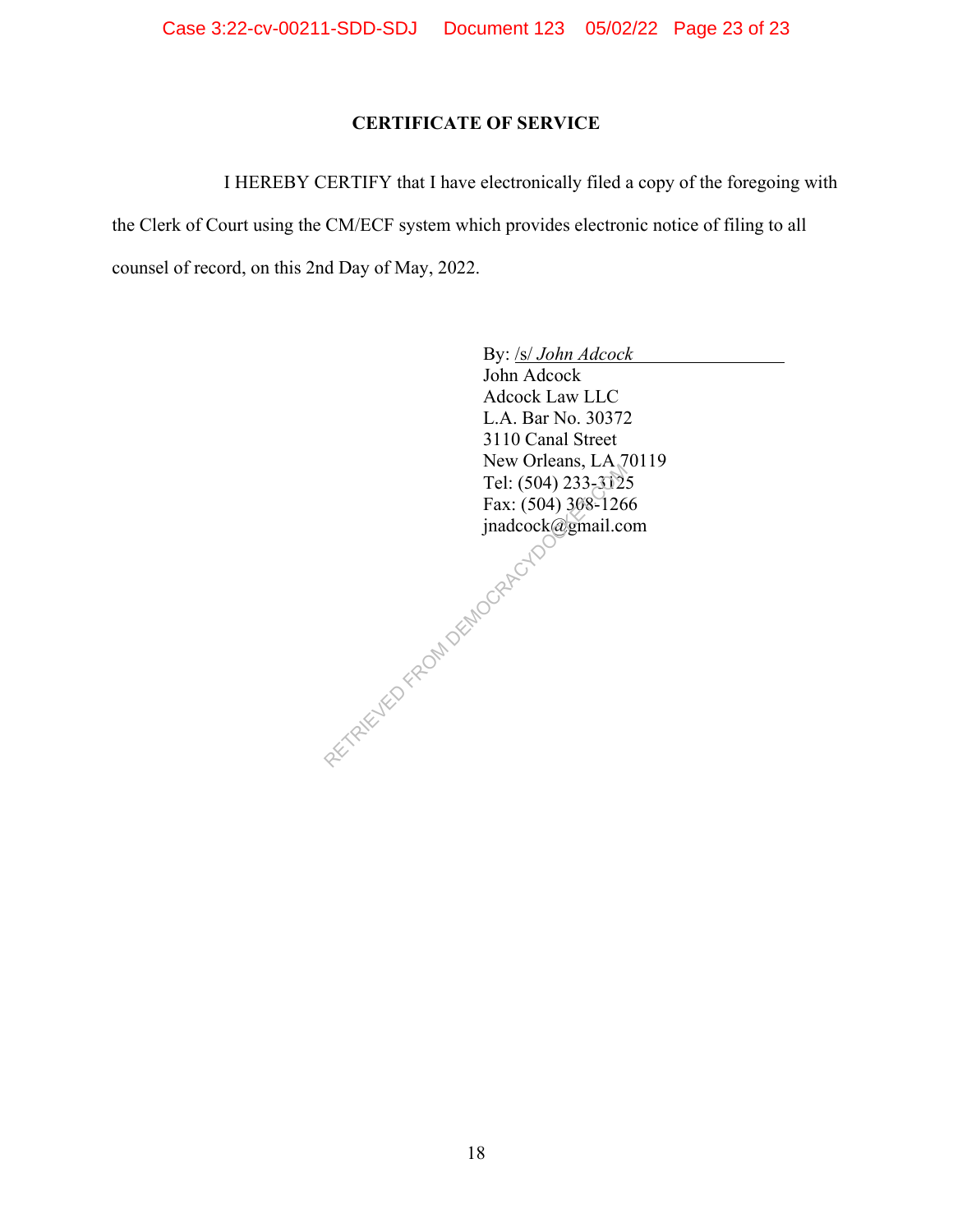## CERTIFICATE OF SERVICE

I HEREBY CERTIFY that I have electronically filed a copy of the foregoing with the Clerk of Court using the CM/ECF system which provides electronic notice of filing to all counsel of record, on this 2nd Day of May, 2022.

By: /s/ *John Adcock*
John Adcock
Adcock Law LLC
L.A. Bar No. 30372
3110 Canal Street
New Orleans, LA 70119
Tel: (504) 233-3125
Fax: (504) 308-1266
jnadcock@gmail.com